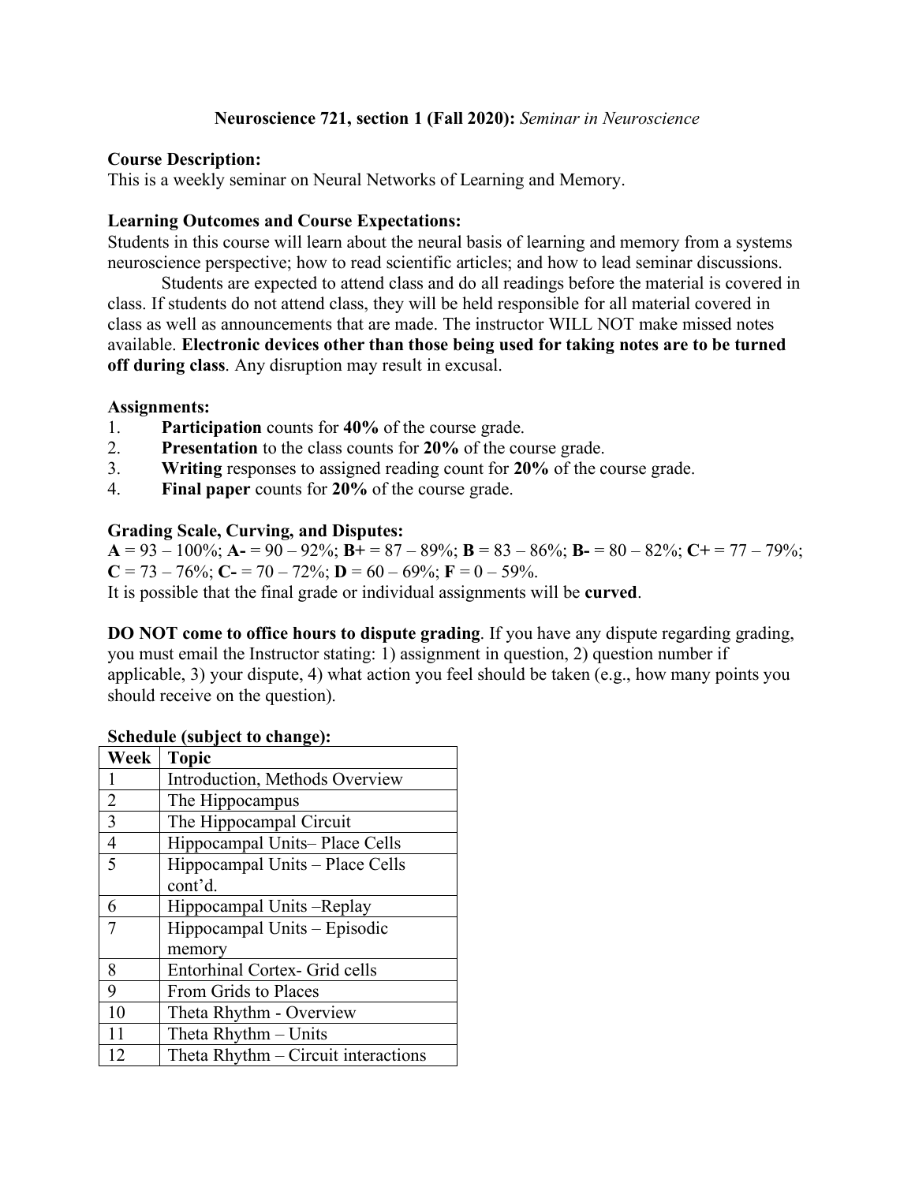**Neuroscience 721, section 1 (Fall 2020):** *Seminar in Neuroscience*

**Course Description:**
This is a weekly seminar on Neural Networks of Learning and Memory.

**Learning Outcomes and Course Expectations:**
Students in this course will learn about the neural basis of learning and memory from a systems neuroscience perspective; how to read scientific articles; and how to lead seminar discussions.

Students are expected to attend class and do all readings before the material is covered in class. If students do not attend class, they will be held responsible for all material covered in class as well as announcements that are made. The instructor WILL NOT make missed notes available. **Electronic devices other than those being used for taking notes are to be turned off during class**. Any disruption may result in excusal.

**Assignments:**

1. **Participation** counts for **40%** of the course grade.
2. **Presentation** to the class counts for **20%** of the course grade.
3. **Writing** responses to assigned reading count for **20%** of the course grade.
4. **Final paper** counts for **20%** of the course grade.

**Grading Scale, Curving, and Disputes:**
**A** = 93 – 100%; **A-** = 90 – 92%; **B+** = 87 – 89%; **B** = 83 – 86%; **B-** = 80 – 82%; **C+** = 77 – 79%; **C** = 73 – 76%; **C-** = 70 – 72%; **D** = 60 – 69%; **F** = 0 – 59%.
It is possible that the final grade or individual assignments will be **curved**.

**DO NOT come to office hours to dispute grading**. If you have any dispute regarding grading, you must email the Instructor stating: 1) assignment in question, 2) question number if applicable, 3) your dispute, 4) what action you feel should be taken (e.g., how many points you should receive on the question).

**Schedule (subject to change):**

| Week | Topic |
|---|---|
| 1 | Introduction, Methods Overview |
| 2 | The Hippocampus |
| 3 | The Hippocampal Circuit |
| 4 | Hippocampal Units– Place Cells |
| 5 | Hippocampal Units – Place Cells cont'd. |
| 6 | Hippocampal Units –Replay |
| 7 | Hippocampal Units – Episodic memory |
| 8 | Entorhinal Cortex- Grid cells |
| 9 | From Grids to Places |
| 10 | Theta Rhythm - Overview |
| 11 | Theta Rhythm – Units |
| 12 | Theta Rhythm – Circuit interactions |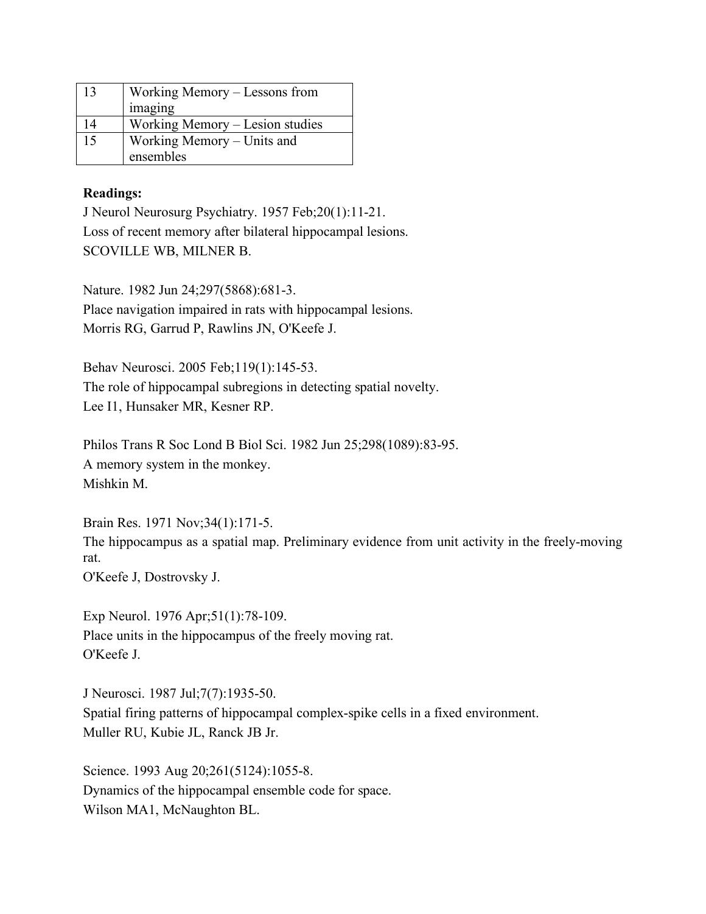| 13 | Working Memory – Lessons from imaging |
|---|---|
| 14 | Working Memory – Lesion studies |
| 15 | Working Memory – Units and ensembles |

**Readings:**

J Neurol Neurosurg Psychiatry. 1957 Feb;20(1):11-21.
Loss of recent memory after bilateral hippocampal lesions.
SCOVILLE WB, MILNER B.

Nature. 1982 Jun 24;297(5868):681-3.
Place navigation impaired in rats with hippocampal lesions.
Morris RG, Garrud P, Rawlins JN, O'Keefe J.

Behav Neurosci. 2005 Feb;119(1):145-53.
The role of hippocampal subregions in detecting spatial novelty.
Lee I1, Hunsaker MR, Kesner RP.

Philos Trans R Soc Lond B Biol Sci. 1982 Jun 25;298(1089):83-95.
A memory system in the monkey.
Mishkin M.

Brain Res. 1971 Nov;34(1):171-5.
The hippocampus as a spatial map. Preliminary evidence from unit activity in the freely-moving rat.
O'Keefe J, Dostrovsky J.

Exp Neurol. 1976 Apr;51(1):78-109.
Place units in the hippocampus of the freely moving rat.
O'Keefe J.

J Neurosci. 1987 Jul;7(7):1935-50.
Spatial firing patterns of hippocampal complex-spike cells in a fixed environment.
Muller RU, Kubie JL, Ranck JB Jr.

Science. 1993 Aug 20;261(5124):1055-8.
Dynamics of the hippocampal ensemble code for space.
Wilson MA1, McNaughton BL.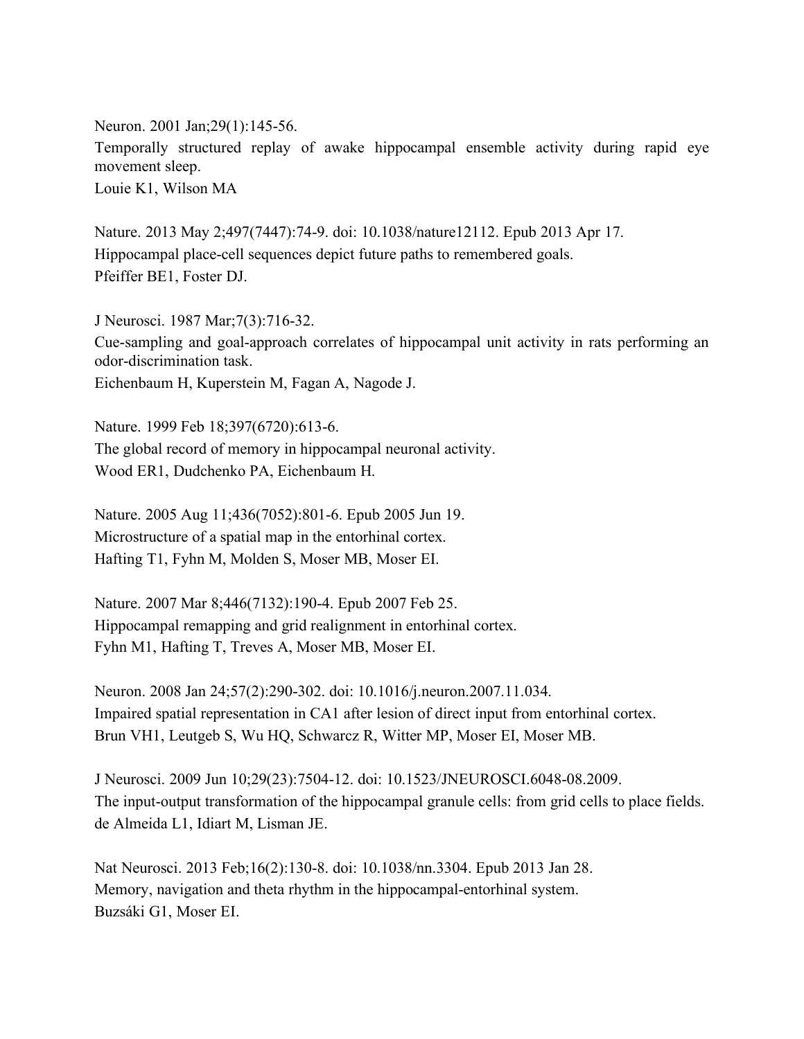Neuron. 2001 Jan;29(1):145-56.
Temporally structured replay of awake hippocampal ensemble activity during rapid eye movement sleep.
Louie K1, Wilson MA

Nature. 2013 May 2;497(7447):74-9. doi: 10.1038/nature12112. Epub 2013 Apr 17.
Hippocampal place-cell sequences depict future paths to remembered goals.
Pfeiffer BE1, Foster DJ.

J Neurosci. 1987 Mar;7(3):716-32.
Cue-sampling and goal-approach correlates of hippocampal unit activity in rats performing an odor-discrimination task.
Eichenbaum H, Kuperstein M, Fagan A, Nagode J.

Nature. 1999 Feb 18;397(6720):613-6.
The global record of memory in hippocampal neuronal activity.
Wood ER1, Dudchenko PA, Eichenbaum H.

Nature. 2005 Aug 11;436(7052):801-6. Epub 2005 Jun 19.
Microstructure of a spatial map in the entorhinal cortex.
Hafting T1, Fyhn M, Molden S, Moser MB, Moser EI.

Nature. 2007 Mar 8;446(7132):190-4. Epub 2007 Feb 25.
Hippocampal remapping and grid realignment in entorhinal cortex.
Fyhn M1, Hafting T, Treves A, Moser MB, Moser EI.

Neuron. 2008 Jan 24;57(2):290-302. doi: 10.1016/j.neuron.2007.11.034.
Impaired spatial representation in CA1 after lesion of direct input from entorhinal cortex.
Brun VH1, Leutgeb S, Wu HQ, Schwarcz R, Witter MP, Moser EI, Moser MB.

J Neurosci. 2009 Jun 10;29(23):7504-12. doi: 10.1523/JNEUROSCI.6048-08.2009.
The input-output transformation of the hippocampal granule cells: from grid cells to place fields.
de Almeida L1, Idiart M, Lisman JE.

Nat Neurosci. 2013 Feb;16(2):130-8. doi: 10.1038/nn.3304. Epub 2013 Jan 28.
Memory, navigation and theta rhythm in the hippocampal-entorhinal system.
Buzsáki G1, Moser EI.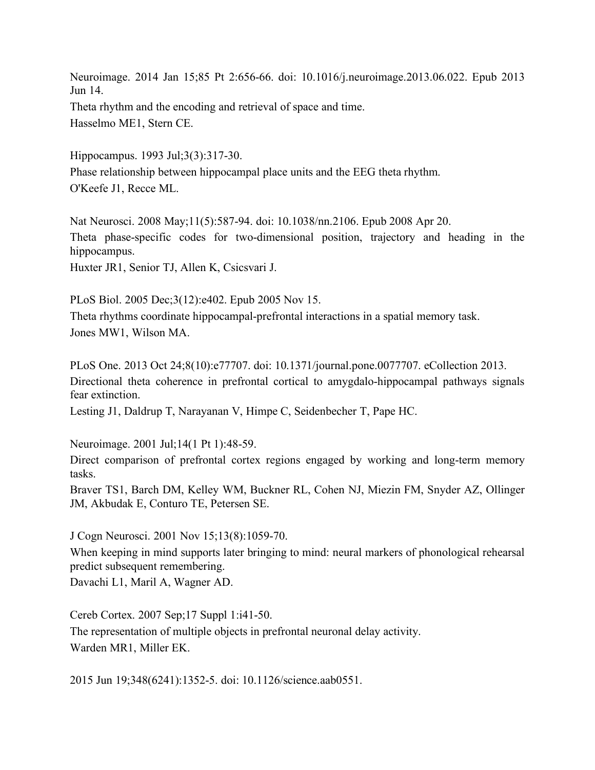Neuroimage. 2014 Jan 15;85 Pt 2:656-66. doi: 10.1016/j.neuroimage.2013.06.022. Epub 2013 Jun 14.

Theta rhythm and the encoding and retrieval of space and time.

Hasselmo ME1, Stern CE.

Hippocampus. 1993 Jul;3(3):317-30.

Phase relationship between hippocampal place units and the EEG theta rhythm.

O'Keefe J1, Recce ML.

Nat Neurosci. 2008 May;11(5):587-94. doi: 10.1038/nn.2106. Epub 2008 Apr 20.

Theta phase-specific codes for two-dimensional position, trajectory and heading in the hippocampus.

Huxter JR1, Senior TJ, Allen K, Csicsvari J.

PLoS Biol. 2005 Dec;3(12):e402. Epub 2005 Nov 15.

Theta rhythms coordinate hippocampal-prefrontal interactions in a spatial memory task.

Jones MW1, Wilson MA.

PLoS One. 2013 Oct 24;8(10):e77707. doi: 10.1371/journal.pone.0077707. eCollection 2013.

Directional theta coherence in prefrontal cortical to amygdalo-hippocampal pathways signals fear extinction.

Lesting J1, Daldrup T, Narayanan V, Himpe C, Seidenbecher T, Pape HC.

Neuroimage. 2001 Jul;14(1 Pt 1):48-59.

Direct comparison of prefrontal cortex regions engaged by working and long-term memory tasks.

Braver TS1, Barch DM, Kelley WM, Buckner RL, Cohen NJ, Miezin FM, Snyder AZ, Ollinger JM, Akbudak E, Conturo TE, Petersen SE.

J Cogn Neurosci. 2001 Nov 15;13(8):1059-70.

When keeping in mind supports later bringing to mind: neural markers of phonological rehearsal predict subsequent remembering.

Davachi L1, Maril A, Wagner AD.

Cereb Cortex. 2007 Sep;17 Suppl 1:i41-50.

The representation of multiple objects in prefrontal neuronal delay activity.

Warden MR1, Miller EK.

2015 Jun 19;348(6241):1352-5. doi: 10.1126/science.aab0551.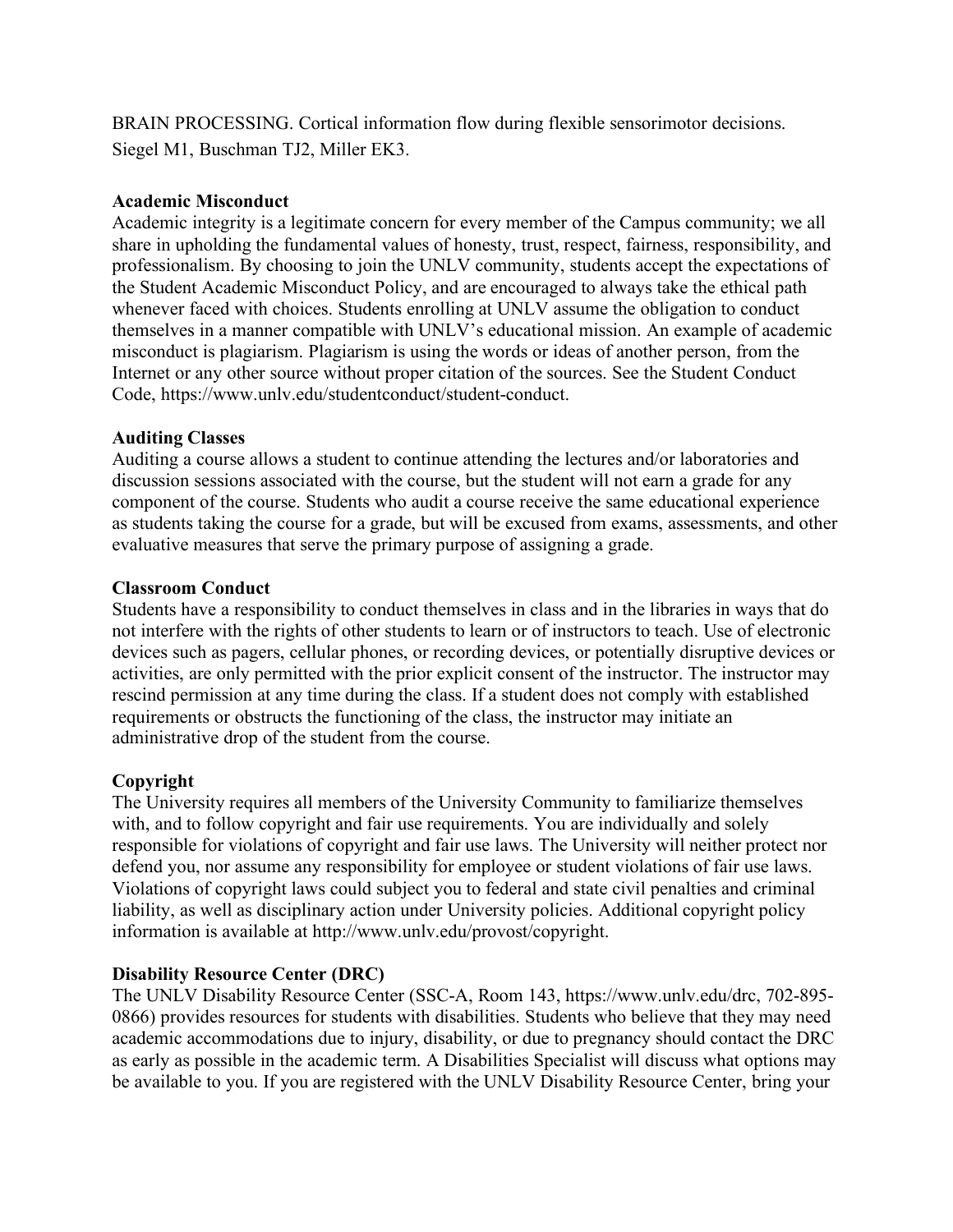BRAIN PROCESSING. Cortical information flow during flexible sensorimotor decisions.
Siegel M1, Buschman TJ2, Miller EK3.

**Academic Misconduct**
Academic integrity is a legitimate concern for every member of the Campus community; we all share in upholding the fundamental values of honesty, trust, respect, fairness, responsibility, and professionalism. By choosing to join the UNLV community, students accept the expectations of the Student Academic Misconduct Policy, and are encouraged to always take the ethical path whenever faced with choices. Students enrolling at UNLV assume the obligation to conduct themselves in a manner compatible with UNLV's educational mission. An example of academic misconduct is plagiarism. Plagiarism is using the words or ideas of another person, from the Internet or any other source without proper citation of the sources. See the Student Conduct Code, https://www.unlv.edu/studentconduct/student-conduct.

**Auditing Classes**
Auditing a course allows a student to continue attending the lectures and/or laboratories and discussion sessions associated with the course, but the student will not earn a grade for any component of the course. Students who audit a course receive the same educational experience as students taking the course for a grade, but will be excused from exams, assessments, and other evaluative measures that serve the primary purpose of assigning a grade.

**Classroom Conduct**
Students have a responsibility to conduct themselves in class and in the libraries in ways that do not interfere with the rights of other students to learn or of instructors to teach. Use of electronic devices such as pagers, cellular phones, or recording devices, or potentially disruptive devices or activities, are only permitted with the prior explicit consent of the instructor. The instructor may rescind permission at any time during the class. If a student does not comply with established requirements or obstructs the functioning of the class, the instructor may initiate an administrative drop of the student from the course.

**Copyright**
The University requires all members of the University Community to familiarize themselves with, and to follow copyright and fair use requirements. You are individually and solely responsible for violations of copyright and fair use laws. The University will neither protect nor defend you, nor assume any responsibility for employee or student violations of fair use laws. Violations of copyright laws could subject you to federal and state civil penalties and criminal liability, as well as disciplinary action under University policies. Additional copyright policy information is available at http://www.unlv.edu/provost/copyright.

**Disability Resource Center (DRC)**
The UNLV Disability Resource Center (SSC-A, Room 143, https://www.unlv.edu/drc, 702-895-0866) provides resources for students with disabilities. Students who believe that they may need academic accommodations due to injury, disability, or due to pregnancy should contact the DRC as early as possible in the academic term. A Disabilities Specialist will discuss what options may be available to you. If you are registered with the UNLV Disability Resource Center, bring your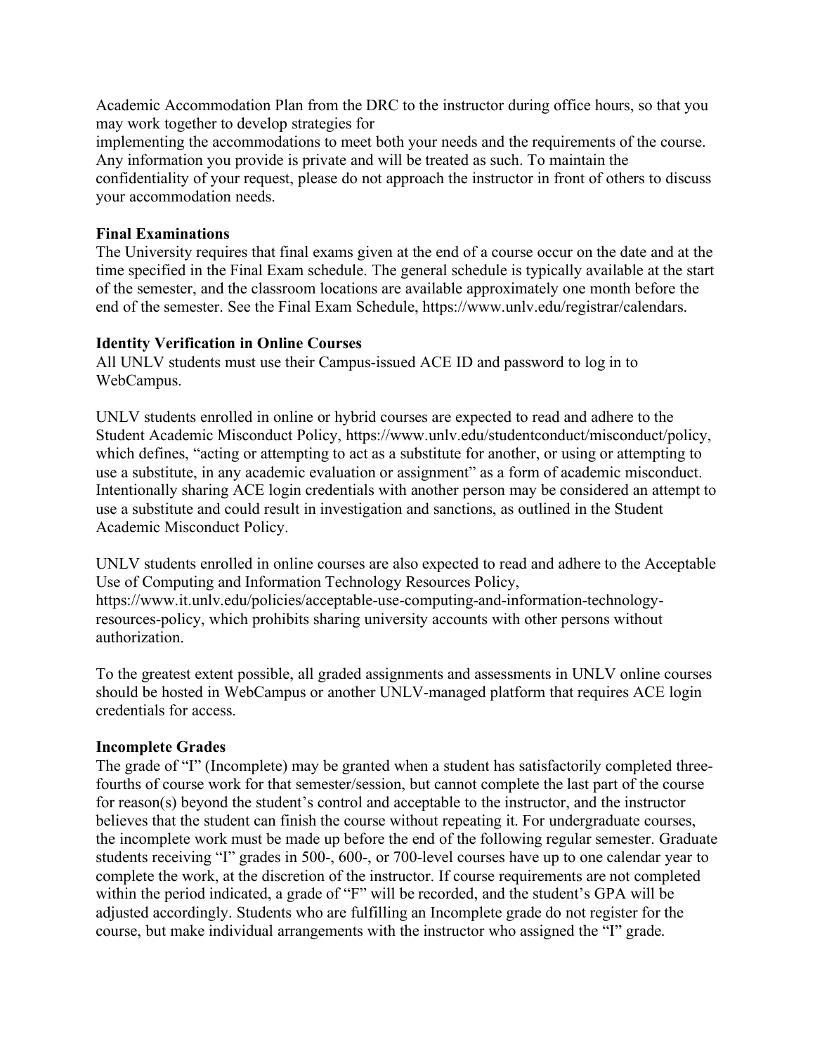Academic Accommodation Plan from the DRC to the instructor during office hours, so that you may work together to develop strategies for
implementing the accommodations to meet both your needs and the requirements of the course. Any information you provide is private and will be treated as such. To maintain the confidentiality of your request, please do not approach the instructor in front of others to discuss your accommodation needs.

**Final Examinations**
The University requires that final exams given at the end of a course occur on the date and at the time specified in the Final Exam schedule. The general schedule is typically available at the start of the semester, and the classroom locations are available approximately one month before the end of the semester. See the Final Exam Schedule, https://www.unlv.edu/registrar/calendars.

**Identity Verification in Online Courses**
All UNLV students must use their Campus-issued ACE ID and password to log in to WebCampus.

UNLV students enrolled in online or hybrid courses are expected to read and adhere to the Student Academic Misconduct Policy, https://www.unlv.edu/studentconduct/misconduct/policy, which defines, "acting or attempting to act as a substitute for another, or using or attempting to use a substitute, in any academic evaluation or assignment" as a form of academic misconduct. Intentionally sharing ACE login credentials with another person may be considered an attempt to use a substitute and could result in investigation and sanctions, as outlined in the Student Academic Misconduct Policy.

UNLV students enrolled in online courses are also expected to read and adhere to the Acceptable Use of Computing and Information Technology Resources Policy, https://www.it.unlv.edu/policies/acceptable-use-computing-and-information-technology-resources-policy, which prohibits sharing university accounts with other persons without authorization.

To the greatest extent possible, all graded assignments and assessments in UNLV online courses should be hosted in WebCampus or another UNLV-managed platform that requires ACE login credentials for access.

**Incomplete Grades**
The grade of "I" (Incomplete) may be granted when a student has satisfactorily completed three-fourths of course work for that semester/session, but cannot complete the last part of the course for reason(s) beyond the student's control and acceptable to the instructor, and the instructor believes that the student can finish the course without repeating it. For undergraduate courses, the incomplete work must be made up before the end of the following regular semester. Graduate students receiving "I" grades in 500-, 600-, or 700-level courses have up to one calendar year to complete the work, at the discretion of the instructor. If course requirements are not completed within the period indicated, a grade of "F" will be recorded, and the student's GPA will be adjusted accordingly. Students who are fulfilling an Incomplete grade do not register for the course, but make individual arrangements with the instructor who assigned the "I" grade.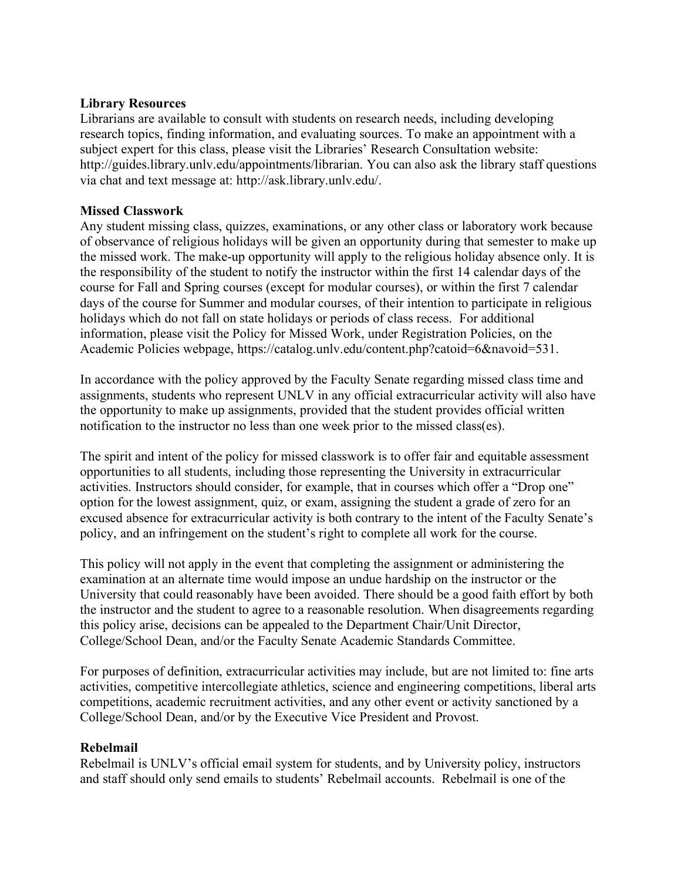**Library Resources**

Librarians are available to consult with students on research needs, including developing research topics, finding information, and evaluating sources. To make an appointment with a subject expert for this class, please visit the Libraries' Research Consultation website: http://guides.library.unlv.edu/appointments/librarian. You can also ask the library staff questions via chat and text message at: http://ask.library.unlv.edu/.

**Missed Classwork**

Any student missing class, quizzes, examinations, or any other class or laboratory work because of observance of religious holidays will be given an opportunity during that semester to make up the missed work. The make-up opportunity will apply to the religious holiday absence only. It is the responsibility of the student to notify the instructor within the first 14 calendar days of the course for Fall and Spring courses (except for modular courses), or within the first 7 calendar days of the course for Summer and modular courses, of their intention to participate in religious holidays which do not fall on state holidays or periods of class recess. For additional information, please visit the Policy for Missed Work, under Registration Policies, on the Academic Policies webpage, https://catalog.unlv.edu/content.php?catoid=6&navoid=531.

In accordance with the policy approved by the Faculty Senate regarding missed class time and assignments, students who represent UNLV in any official extracurricular activity will also have the opportunity to make up assignments, provided that the student provides official written notification to the instructor no less than one week prior to the missed class(es).

The spirit and intent of the policy for missed classwork is to offer fair and equitable assessment opportunities to all students, including those representing the University in extracurricular activities. Instructors should consider, for example, that in courses which offer a "Drop one" option for the lowest assignment, quiz, or exam, assigning the student a grade of zero for an excused absence for extracurricular activity is both contrary to the intent of the Faculty Senate's policy, and an infringement on the student's right to complete all work for the course.

This policy will not apply in the event that completing the assignment or administering the examination at an alternate time would impose an undue hardship on the instructor or the University that could reasonably have been avoided. There should be a good faith effort by both the instructor and the student to agree to a reasonable resolution. When disagreements regarding this policy arise, decisions can be appealed to the Department Chair/Unit Director, College/School Dean, and/or the Faculty Senate Academic Standards Committee.

For purposes of definition, extracurricular activities may include, but are not limited to: fine arts activities, competitive intercollegiate athletics, science and engineering competitions, liberal arts competitions, academic recruitment activities, and any other event or activity sanctioned by a College/School Dean, and/or by the Executive Vice President and Provost.

**Rebelmail**

Rebelmail is UNLV's official email system for students, and by University policy, instructors and staff should only send emails to students' Rebelmail accounts. Rebelmail is one of the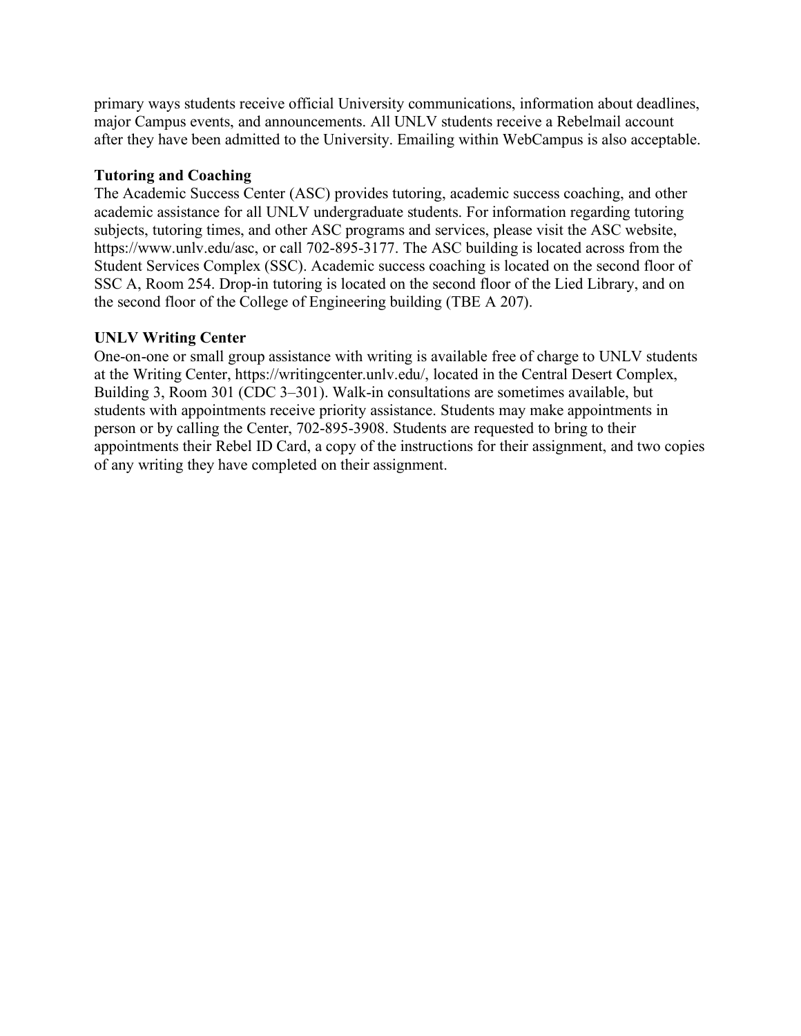primary ways students receive official University communications, information about deadlines, major Campus events, and announcements. All UNLV students receive a Rebelmail account after they have been admitted to the University. Emailing within WebCampus is also acceptable.

**Tutoring and Coaching**

The Academic Success Center (ASC) provides tutoring, academic success coaching, and other academic assistance for all UNLV undergraduate students. For information regarding tutoring subjects, tutoring times, and other ASC programs and services, please visit the ASC website, https://www.unlv.edu/asc, or call 702-895-3177. The ASC building is located across from the Student Services Complex (SSC). Academic success coaching is located on the second floor of SSC A, Room 254. Drop-in tutoring is located on the second floor of the Lied Library, and on the second floor of the College of Engineering building (TBE A 207).

**UNLV Writing Center**

One-on-one or small group assistance with writing is available free of charge to UNLV students at the Writing Center, https://writingcenter.unlv.edu/, located in the Central Desert Complex, Building 3, Room 301 (CDC 3–301). Walk-in consultations are sometimes available, but students with appointments receive priority assistance. Students may make appointments in person or by calling the Center, 702-895-3908. Students are requested to bring to their appointments their Rebel ID Card, a copy of the instructions for their assignment, and two copies of any writing they have completed on their assignment.